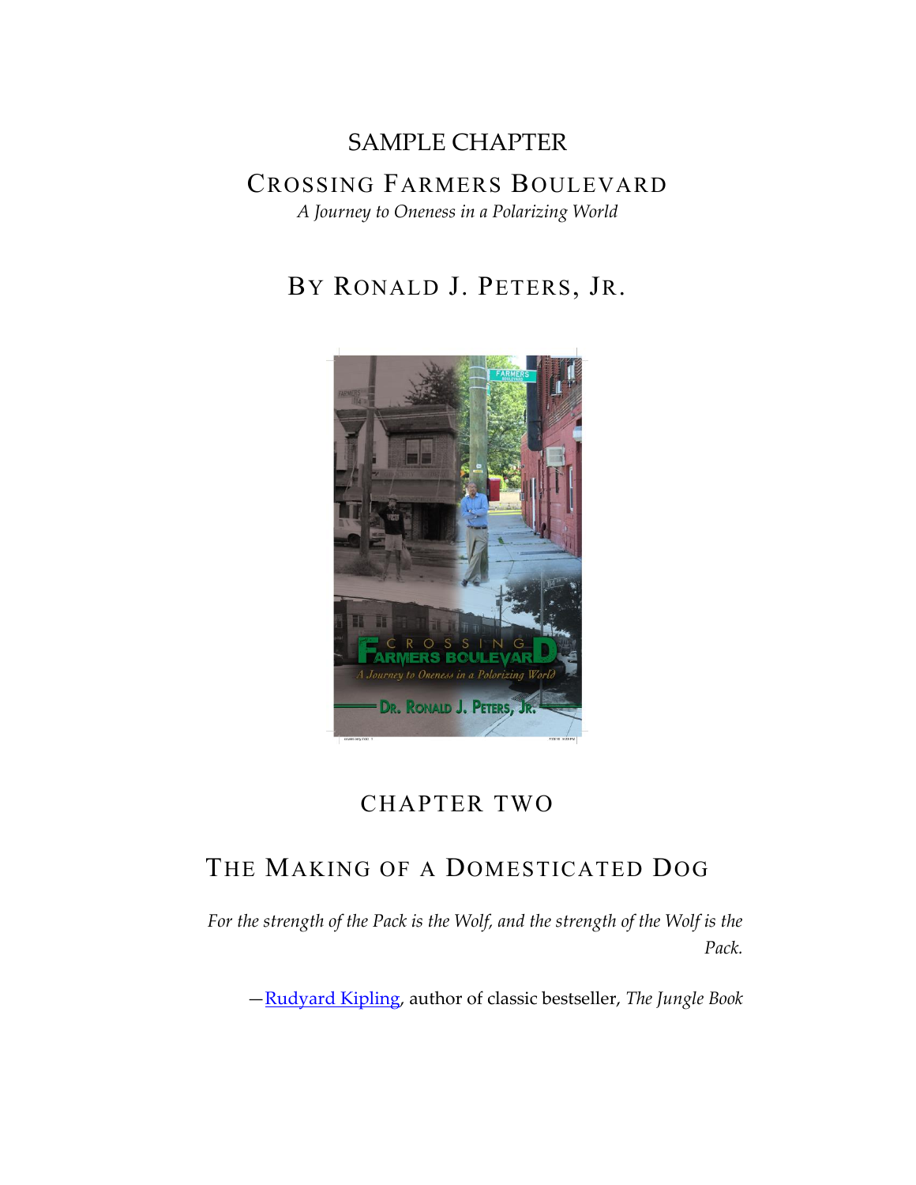SAMPLE CHAPTER

# CROSSING FARMERS BOULEVARD

*A Journey to Oneness in a Polarizing World*

## BY RONALD J. PETERS, JR.

## CHAPTER TWO

## THE MAKING OF A DOMESTICATED DOG

*For the strength of the Pack is the Wolf, and the strength of the Wolf is the Pack.*

—Rudyard Kipling, author of classic bestseller, *The Jungle Book*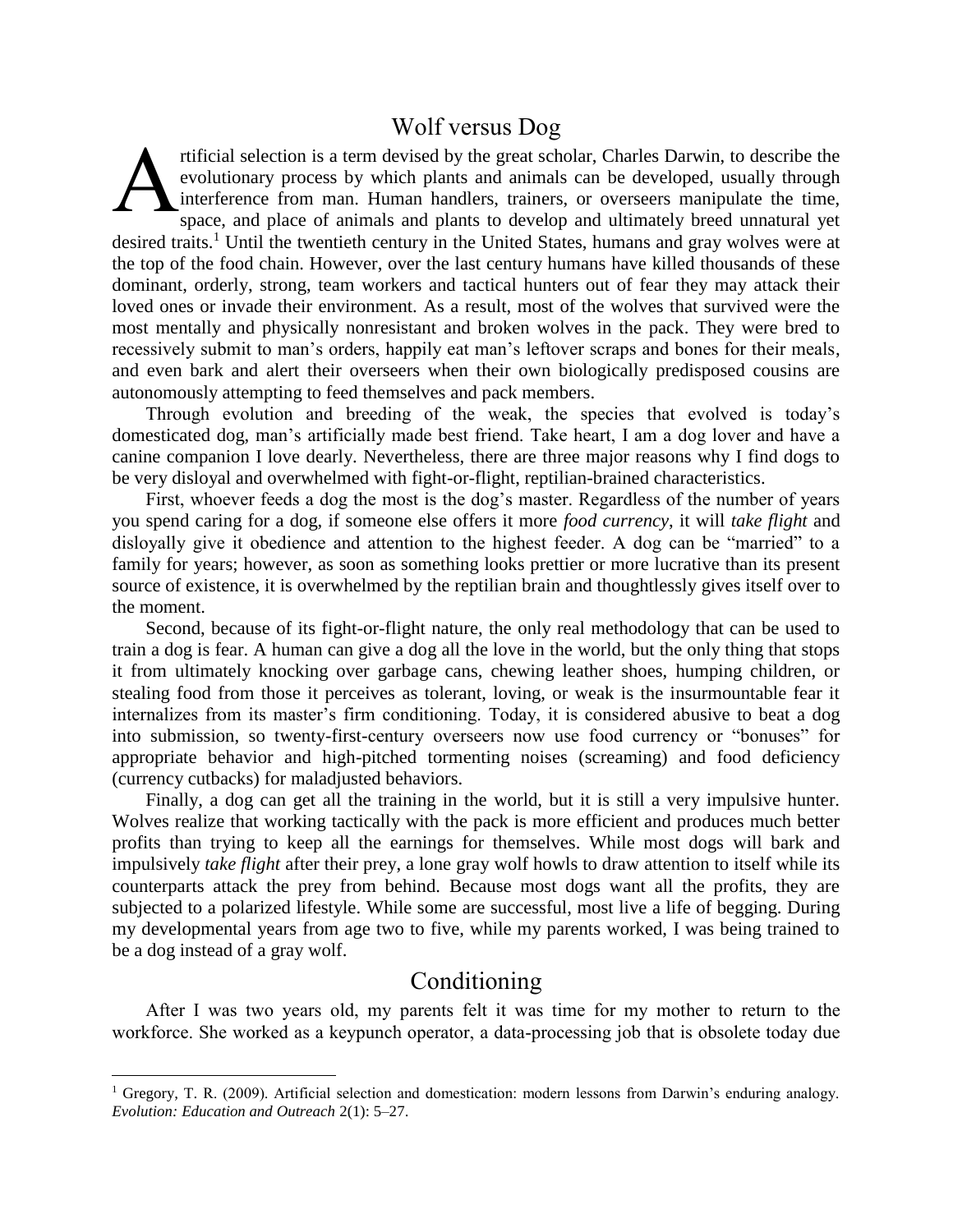## Wolf versus Dog

Artificial selection is a term devised by the great scholar, Charles Darwin, to describe the evolutionary process by which plants and animals can be developed, usually through interference from man. Human handlers, trainers, or overseers manipulate the time, space, and place of animals and plants to develop and ultimately breed unnatural yet desired traits.[1] Until the twentieth century in the United States, humans and gray wolves were at the top of the food chain. However, over the last century humans have killed thousands of these dominant, orderly, strong, team workers and tactical hunters out of fear they may attack their loved ones or invade their environment. As a result, most of the wolves that survived were the most mentally and physically nonresistant and broken wolves in the pack. They were bred to recessively submit to man's orders, happily eat man's leftover scraps and bones for their meals, and even bark and alert their overseers when their own biologically predisposed cousins are autonomously attempting to feed themselves and pack members.

Through evolution and breeding of the weak, the species that evolved is today's domesticated dog, man's artificially made best friend. Take heart, I am a dog lover and have a canine companion I love dearly. Nevertheless, there are three major reasons why I find dogs to be very disloyal and overwhelmed with fight-or-flight, reptilian-brained characteristics.

First, whoever feeds a dog the most is the dog's master. Regardless of the number of years you spend caring for a dog, if someone else offers it more *food currency*, it will *take flight* and disloyally give it obedience and attention to the highest feeder. A dog can be "married" to a family for years; however, as soon as something looks prettier or more lucrative than its present source of existence, it is overwhelmed by the reptilian brain and thoughtlessly gives itself over to the moment.

Second, because of its fight-or-flight nature, the only real methodology that can be used to train a dog is fear. A human can give a dog all the love in the world, but the only thing that stops it from ultimately knocking over garbage cans, chewing leather shoes, humping children, or stealing food from those it perceives as tolerant, loving, or weak is the insurmountable fear it internalizes from its master's firm conditioning. Today, it is considered abusive to beat a dog into submission, so twenty-first-century overseers now use food currency or "bonuses" for appropriate behavior and high-pitched tormenting noises (screaming) and food deficiency (currency cutbacks) for maladjusted behaviors.

Finally, a dog can get all the training in the world, but it is still a very impulsive hunter. Wolves realize that working tactically with the pack is more efficient and produces much better profits than trying to keep all the earnings for themselves. While most dogs will bark and impulsively *take flight* after their prey, a lone gray wolf howls to draw attention to itself while its counterparts attack the prey from behind. Because most dogs want all the profits, they are subjected to a polarized lifestyle. While some are successful, most live a life of begging. During my developmental years from age two to five, while my parents worked, I was being trained to be a dog instead of a gray wolf.

## Conditioning

After I was two years old, my parents felt it was time for my mother to return to the workforce. She worked as a keypunch operator, a data-processing job that is obsolete today due

[1] Gregory, T. R. (2009). Artificial selection and domestication: modern lessons from Darwin's enduring analogy. *Evolution: Education and Outreach* 2(1): 5–27.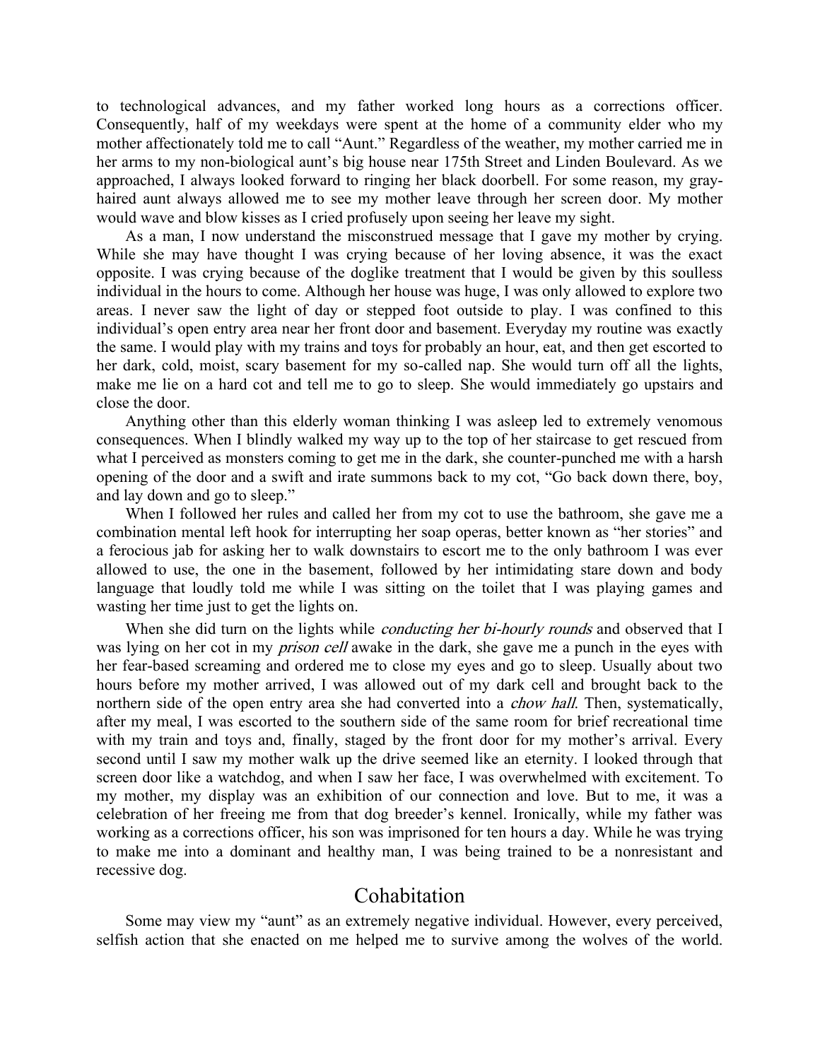to technological advances, and my father worked long hours as a corrections officer. Consequently, half of my weekdays were spent at the home of a community elder who my mother affectionately told me to call "Aunt." Regardless of the weather, my mother carried me in her arms to my non-biological aunt's big house near 175th Street and Linden Boulevard. As we approached, I always looked forward to ringing her black doorbell. For some reason, my gray-haired aunt always allowed me to see my mother leave through her screen door. My mother would wave and blow kisses as I cried profusely upon seeing her leave my sight.

As a man, I now understand the misconstrued message that I gave my mother by crying. While she may have thought I was crying because of her loving absence, it was the exact opposite. I was crying because of the doglike treatment that I would be given by this soulless individual in the hours to come. Although her house was huge, I was only allowed to explore two areas. I never saw the light of day or stepped foot outside to play. I was confined to this individual's open entry area near her front door and basement. Everyday my routine was exactly the same. I would play with my trains and toys for probably an hour, eat, and then get escorted to her dark, cold, moist, scary basement for my so-called nap. She would turn off all the lights, make me lie on a hard cot and tell me to go to sleep. She would immediately go upstairs and close the door.

Anything other than this elderly woman thinking I was asleep led to extremely venomous consequences. When I blindly walked my way up to the top of her staircase to get rescued from what I perceived as monsters coming to get me in the dark, she counter-punched me with a harsh opening of the door and a swift and irate summons back to my cot, "Go back down there, boy, and lay down and go to sleep."

When I followed her rules and called her from my cot to use the bathroom, she gave me a combination mental left hook for interrupting her soap operas, better known as "her stories" and a ferocious jab for asking her to walk downstairs to escort me to the only bathroom I was ever allowed to use, the one in the basement, followed by her intimidating stare down and body language that loudly told me while I was sitting on the toilet that I was playing games and wasting her time just to get the lights on.

When she did turn on the lights while *conducting her bi-hourly rounds* and observed that I was lying on her cot in my *prison cell* awake in the dark, she gave me a punch in the eyes with her fear-based screaming and ordered me to close my eyes and go to sleep. Usually about two hours before my mother arrived, I was allowed out of my dark cell and brought back to the northern side of the open entry area she had converted into a *chow hall*. Then, systematically, after my meal, I was escorted to the southern side of the same room for brief recreational time with my train and toys and, finally, staged by the front door for my mother's arrival. Every second until I saw my mother walk up the drive seemed like an eternity. I looked through that screen door like a watchdog, and when I saw her face, I was overwhelmed with excitement. To my mother, my display was an exhibition of our connection and love. But to me, it was a celebration of her freeing me from that dog breeder's kennel. Ironically, while my father was working as a corrections officer, his son was imprisoned for ten hours a day. While he was trying to make me into a dominant and healthy man, I was being trained to be a nonresistant and recessive dog.

## Cohabitation

Some may view my "aunt" as an extremely negative individual. However, every perceived, selfish action that she enacted on me helped me to survive among the wolves of the world.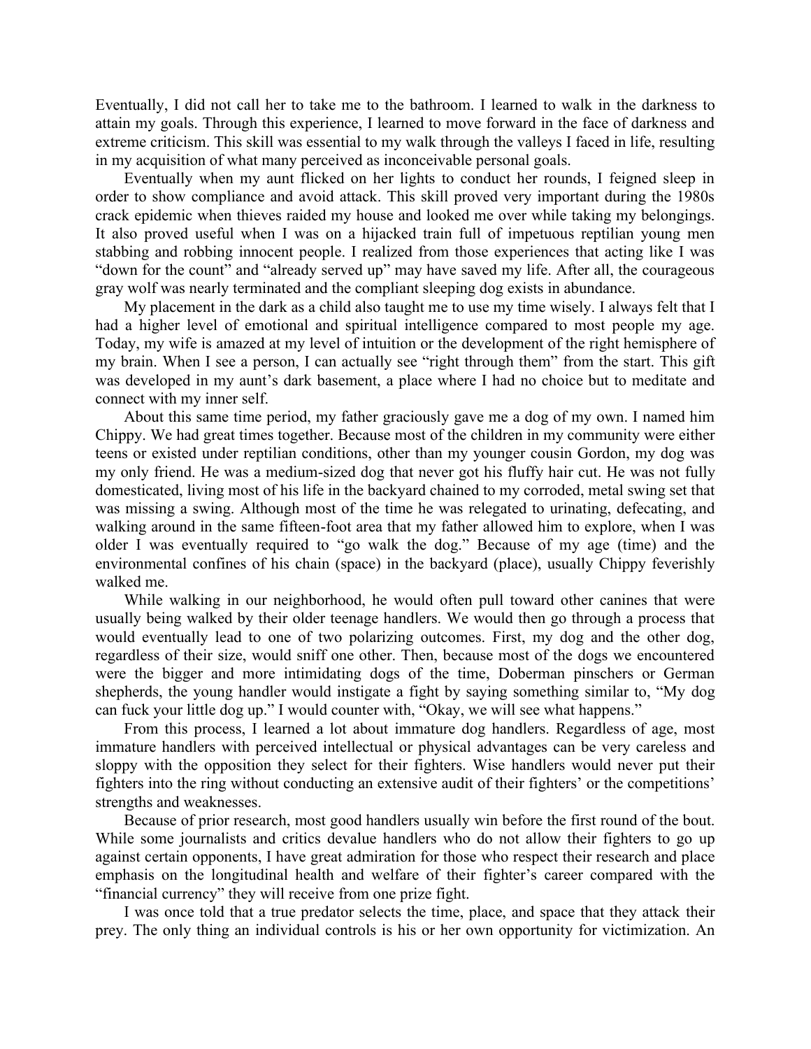Eventually, I did not call her to take me to the bathroom. I learned to walk in the darkness to attain my goals. Through this experience, I learned to move forward in the face of darkness and extreme criticism. This skill was essential to my walk through the valleys I faced in life, resulting in my acquisition of what many perceived as inconceivable personal goals.

Eventually when my aunt flicked on her lights to conduct her rounds, I feigned sleep in order to show compliance and avoid attack. This skill proved very important during the 1980s crack epidemic when thieves raided my house and looked me over while taking my belongings. It also proved useful when I was on a hijacked train full of impetuous reptilian young men stabbing and robbing innocent people. I realized from those experiences that acting like I was "down for the count" and "already served up" may have saved my life. After all, the courageous gray wolf was nearly terminated and the compliant sleeping dog exists in abundance.

My placement in the dark as a child also taught me to use my time wisely. I always felt that I had a higher level of emotional and spiritual intelligence compared to most people my age. Today, my wife is amazed at my level of intuition or the development of the right hemisphere of my brain. When I see a person, I can actually see "right through them" from the start. This gift was developed in my aunt's dark basement, a place where I had no choice but to meditate and connect with my inner self.

About this same time period, my father graciously gave me a dog of my own. I named him Chippy. We had great times together. Because most of the children in my community were either teens or existed under reptilian conditions, other than my younger cousin Gordon, my dog was my only friend. He was a medium-sized dog that never got his fluffy hair cut. He was not fully domesticated, living most of his life in the backyard chained to my corroded, metal swing set that was missing a swing. Although most of the time he was relegated to urinating, defecating, and walking around in the same fifteen-foot area that my father allowed him to explore, when I was older I was eventually required to "go walk the dog." Because of my age (time) and the environmental confines of his chain (space) in the backyard (place), usually Chippy feverishly walked me.

While walking in our neighborhood, he would often pull toward other canines that were usually being walked by their older teenage handlers. We would then go through a process that would eventually lead to one of two polarizing outcomes. First, my dog and the other dog, regardless of their size, would sniff one other. Then, because most of the dogs we encountered were the bigger and more intimidating dogs of the time, Doberman pinschers or German shepherds, the young handler would instigate a fight by saying something similar to, "My dog can fuck your little dog up." I would counter with, "Okay, we will see what happens."

From this process, I learned a lot about immature dog handlers. Regardless of age, most immature handlers with perceived intellectual or physical advantages can be very careless and sloppy with the opposition they select for their fighters. Wise handlers would never put their fighters into the ring without conducting an extensive audit of their fighters' or the competitions' strengths and weaknesses.

Because of prior research, most good handlers usually win before the first round of the bout. While some journalists and critics devalue handlers who do not allow their fighters to go up against certain opponents, I have great admiration for those who respect their research and place emphasis on the longitudinal health and welfare of their fighter's career compared with the "financial currency" they will receive from one prize fight.

I was once told that a true predator selects the time, place, and space that they attack their prey. The only thing an individual controls is his or her own opportunity for victimization. An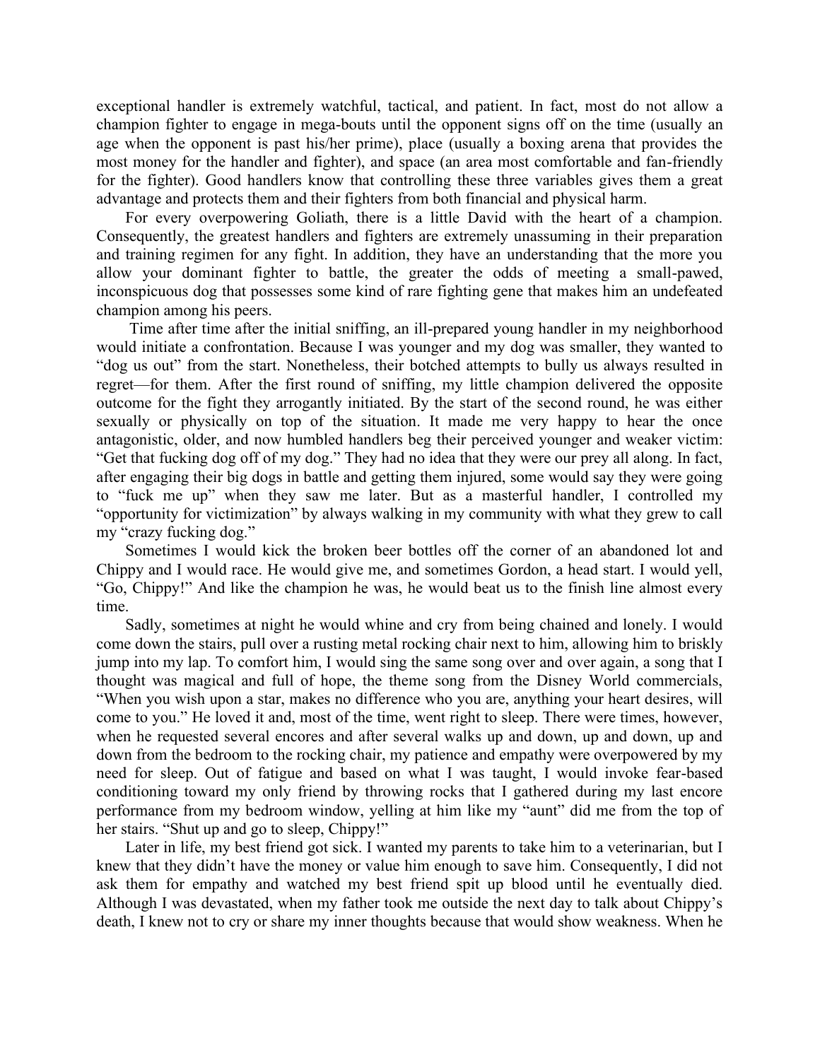exceptional handler is extremely watchful, tactical, and patient. In fact, most do not allow a champion fighter to engage in mega-bouts until the opponent signs off on the time (usually an age when the opponent is past his/her prime), place (usually a boxing arena that provides the most money for the handler and fighter), and space (an area most comfortable and fan-friendly for the fighter). Good handlers know that controlling these three variables gives them a great advantage and protects them and their fighters from both financial and physical harm.

For every overpowering Goliath, there is a little David with the heart of a champion. Consequently, the greatest handlers and fighters are extremely unassuming in their preparation and training regimen for any fight. In addition, they have an understanding that the more you allow your dominant fighter to battle, the greater the odds of meeting a small-pawed, inconspicuous dog that possesses some kind of rare fighting gene that makes him an undefeated champion among his peers.

Time after time after the initial sniffing, an ill-prepared young handler in my neighborhood would initiate a confrontation. Because I was younger and my dog was smaller, they wanted to "dog us out" from the start. Nonetheless, their botched attempts to bully us always resulted in regret—for them. After the first round of sniffing, my little champion delivered the opposite outcome for the fight they arrogantly initiated. By the start of the second round, he was either sexually or physically on top of the situation. It made me very happy to hear the once antagonistic, older, and now humbled handlers beg their perceived younger and weaker victim: "Get that fucking dog off of my dog." They had no idea that they were our prey all along. In fact, after engaging their big dogs in battle and getting them injured, some would say they were going to "fuck me up" when they saw me later. But as a masterful handler, I controlled my "opportunity for victimization" by always walking in my community with what they grew to call my "crazy fucking dog."

Sometimes I would kick the broken beer bottles off the corner of an abandoned lot and Chippy and I would race. He would give me, and sometimes Gordon, a head start. I would yell, "Go, Chippy!" And like the champion he was, he would beat us to the finish line almost every time.

Sadly, sometimes at night he would whine and cry from being chained and lonely. I would come down the stairs, pull over a rusting metal rocking chair next to him, allowing him to briskly jump into my lap. To comfort him, I would sing the same song over and over again, a song that I thought was magical and full of hope, the theme song from the Disney World commercials, "When you wish upon a star, makes no difference who you are, anything your heart desires, will come to you." He loved it and, most of the time, went right to sleep. There were times, however, when he requested several encores and after several walks up and down, up and down, up and down from the bedroom to the rocking chair, my patience and empathy were overpowered by my need for sleep. Out of fatigue and based on what I was taught, I would invoke fear-based conditioning toward my only friend by throwing rocks that I gathered during my last encore performance from my bedroom window, yelling at him like my "aunt" did me from the top of her stairs. "Shut up and go to sleep, Chippy!"

Later in life, my best friend got sick. I wanted my parents to take him to a veterinarian, but I knew that they didn't have the money or value him enough to save him. Consequently, I did not ask them for empathy and watched my best friend spit up blood until he eventually died. Although I was devastated, when my father took me outside the next day to talk about Chippy's death, I knew not to cry or share my inner thoughts because that would show weakness. When he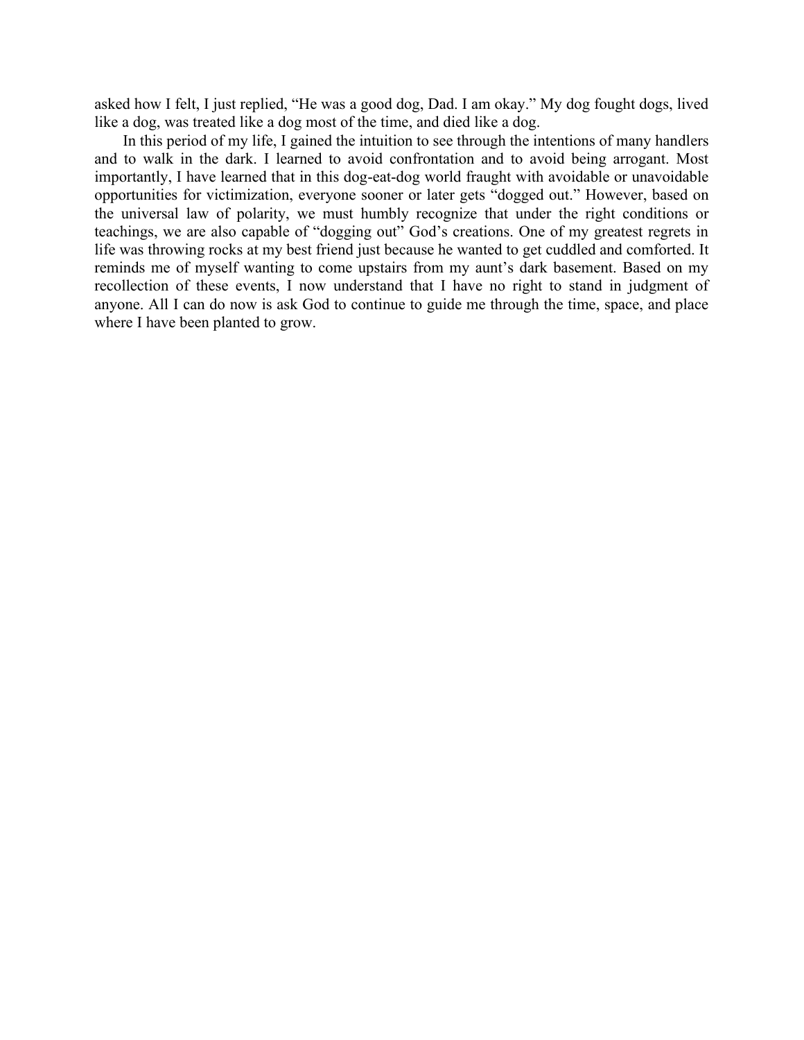asked how I felt, I just replied, “He was a good dog, Dad. I am okay.” My dog fought dogs, lived like a dog, was treated like a dog most of the time, and died like a dog.

In this period of my life, I gained the intuition to see through the intentions of many handlers and to walk in the dark. I learned to avoid confrontation and to avoid being arrogant. Most importantly, I have learned that in this dog-eat-dog world fraught with avoidable or unavoidable opportunities for victimization, everyone sooner or later gets “dogged out.” However, based on the universal law of polarity, we must humbly recognize that under the right conditions or teachings, we are also capable of “dogging out” God’s creations. One of my greatest regrets in life was throwing rocks at my best friend just because he wanted to get cuddled and comforted. It reminds me of myself wanting to come upstairs from my aunt’s dark basement. Based on my recollection of these events, I now understand that I have no right to stand in judgment of anyone. All I can do now is ask God to continue to guide me through the time, space, and place where I have been planted to grow.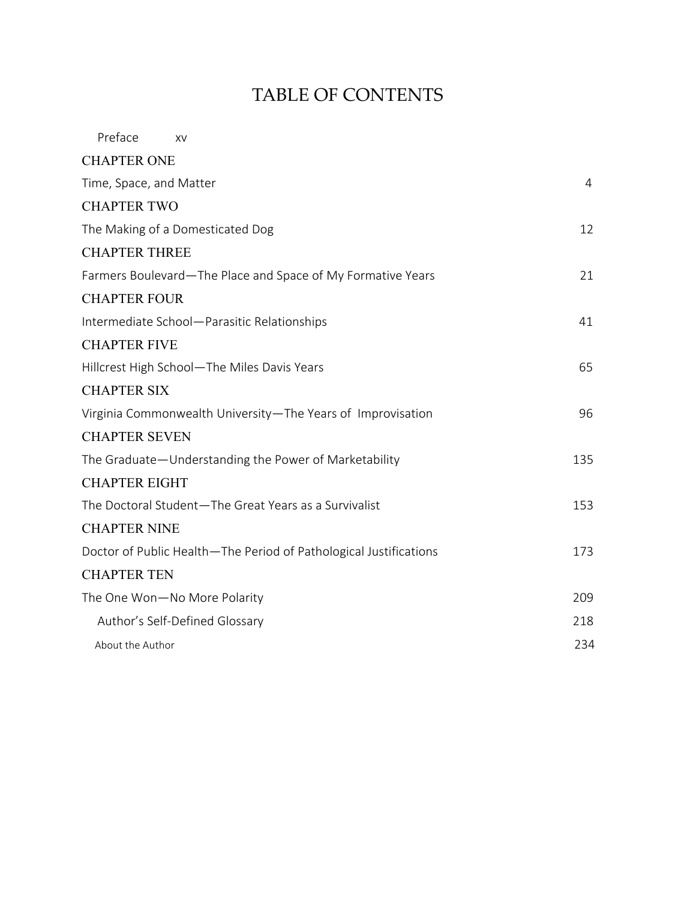# TABLE OF CONTENTS

Preface xv

CHAPTER ONE

Time, Space, and Matter 4

CHAPTER TWO

The Making of a Domesticated Dog 12

CHAPTER THREE

Farmers Boulevard—The Place and Space of My Formative Years 21

CHAPTER FOUR

Intermediate School—Parasitic Relationships 41

CHAPTER FIVE

Hillcrest High School—The Miles Davis Years 65

CHAPTER SIX

Virginia Commonwealth University—The Years of Improvisation 96

CHAPTER SEVEN

The Graduate—Understanding the Power of Marketability 135

CHAPTER EIGHT

The Doctoral Student—The Great Years as a Survivalist 153

CHAPTER NINE

Doctor of Public Health—The Period of Pathological Justifications 173

CHAPTER TEN

The One Won—No More Polarity 209

Author's Self-Defined Glossary 218

About the Author 234